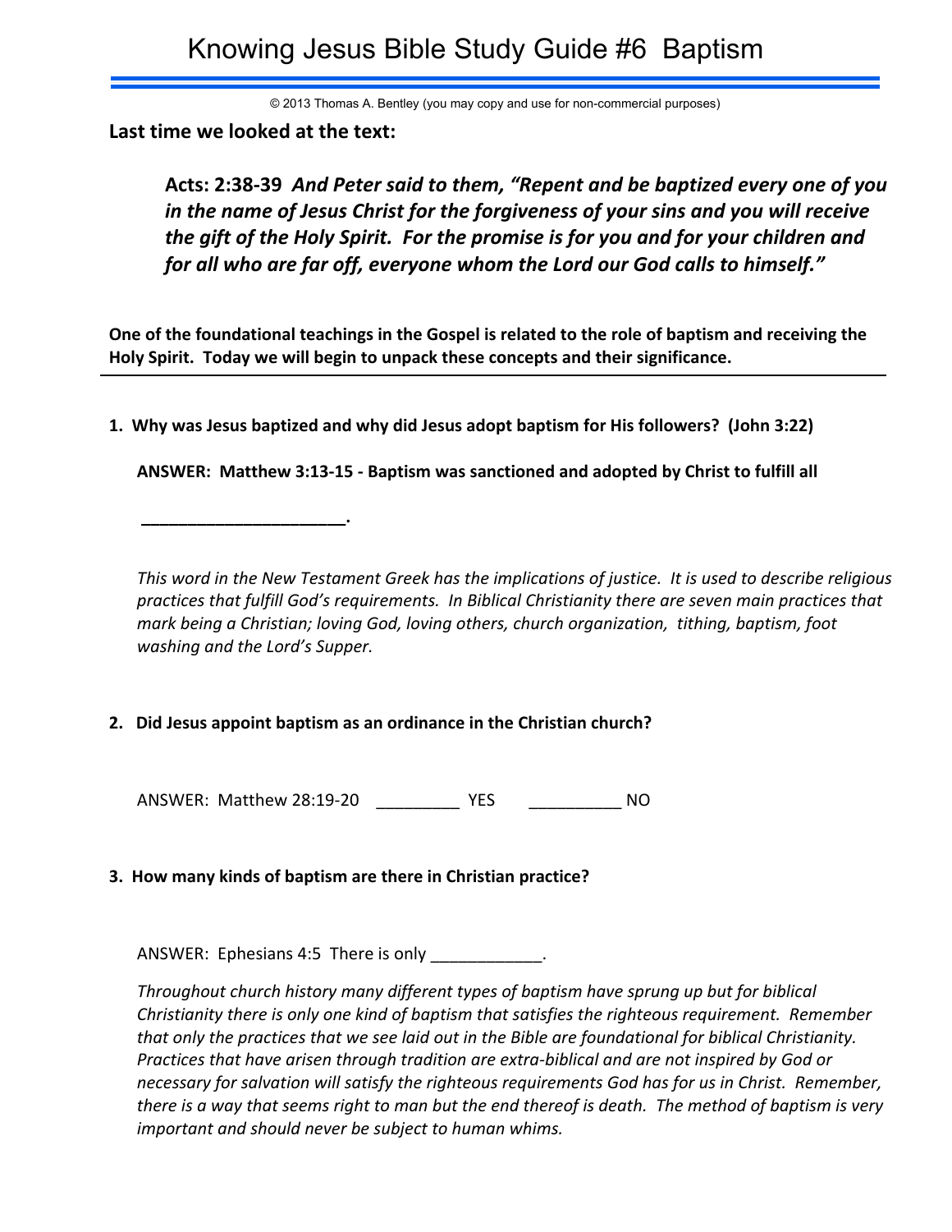# Knowing Jesus Bible Study Guide #6 Baptism

© 2013 Thomas A. Bentley (you may copy and use for non-commercial purposes)

**Last time we looked at the text:**

> ***Acts: 2:38-39** And Peter said to them, "Repent and be baptized every one of you in the name of Jesus Christ for the forgiveness of your sins and you will receive the gift of the Holy Spirit. For the promise is for you and for your children and for all who are far off, everyone whom the Lord our God calls to himself."*

**One of the foundational teachings in the Gospel is related to the role of baptism and receiving the Holy Spirit. Today we will begin to unpack these concepts and their significance.**

---

**1. Why was Jesus baptized and why did Jesus adopt baptism for His followers? (John 3:22)**

**ANSWER: Matthew 3:13-15 - Baptism was sanctioned and adopted by Christ to fulfill all**

**______________________.**

*This word in the New Testament Greek has the implications of justice. It is used to describe religious practices that fulfill God's requirements. In Biblical Christianity there are seven main practices that mark being a Christian; loving God, loving others, church organization, tithing, baptism, foot washing and the Lord's Supper.*

**2. Did Jesus appoint baptism as an ordinance in the Christian church?**

ANSWER: Matthew 28:19-20 _________ YES __________ NO

**3. How many kinds of baptism are there in Christian practice?**

ANSWER: Ephesians 4:5 There is only ____________.

*Throughout church history many different types of baptism have sprung up but for biblical Christianity there is only one kind of baptism that satisfies the righteous requirement. Remember that only the practices that we see laid out in the Bible are foundational for biblical Christianity. Practices that have arisen through tradition are extra-biblical and are not inspired by God or necessary for salvation will satisfy the righteous requirements God has for us in Christ. Remember, there is a way that seems right to man but the end thereof is death. The method of baptism is very important and should never be subject to human whims.*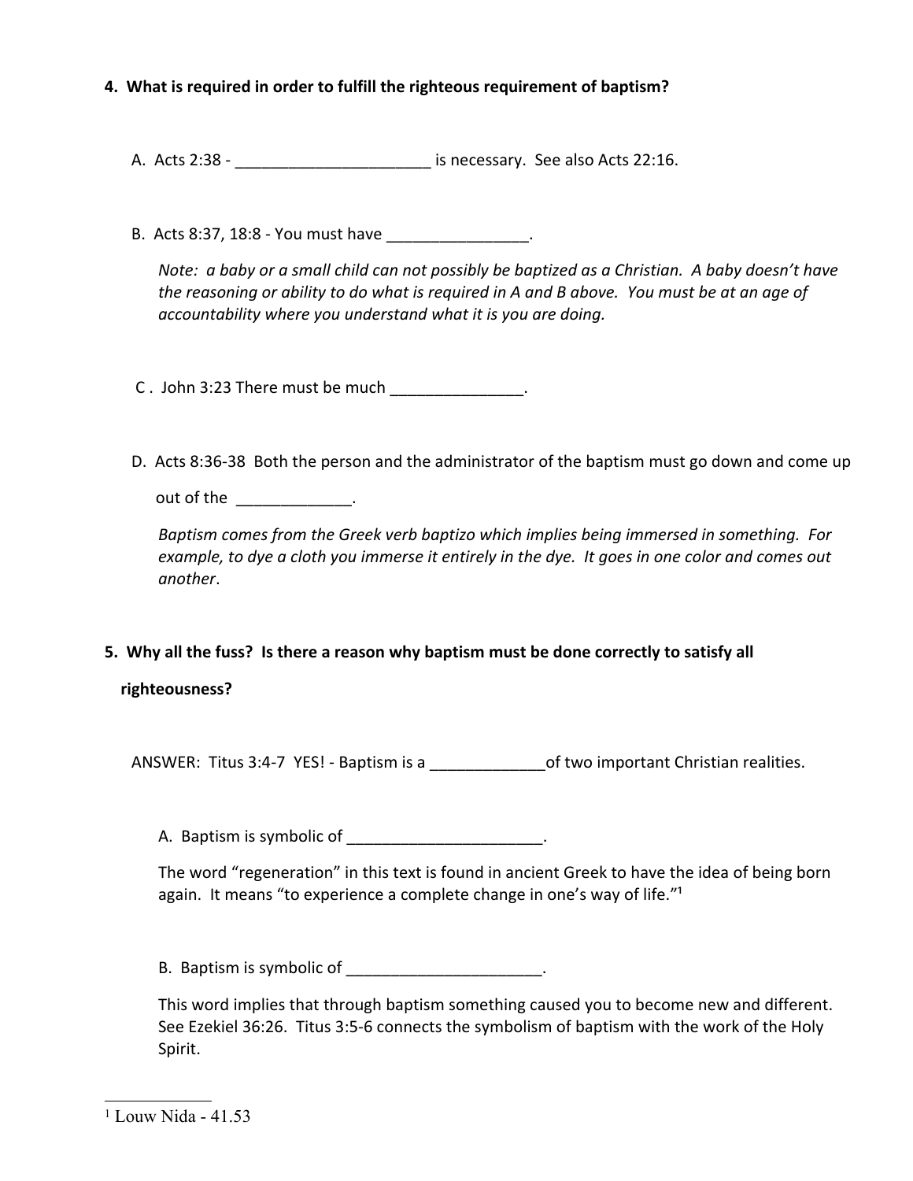**4. What is required in order to fulfill the righteous requirement of baptism?**

A. Acts 2:38 - ______________________ is necessary. See also Acts 22:16.

B. Acts 8:37, 18:8 - You must have ________________.

*Note: a baby or a small child can not possibly be baptized as a Christian. A baby doesn't have the reasoning or ability to do what is required in A and B above. You must be at an age of accountability where you understand what it is you are doing.*

C . John 3:23 There must be much _______________.

D. Acts 8:36-38 Both the person and the administrator of the baptism must go down and come up out of the _____________.

*Baptism comes from the Greek verb baptizo which implies being immersed in something. For example, to dye a cloth you immerse it entirely in the dye. It goes in one color and comes out another*.

**5. Why all the fuss? Is there a reason why baptism must be done correctly to satisfy all righteousness?**

ANSWER: Titus 3:4-7 YES! - Baptism is a _____________of two important Christian realities.

A. Baptism is symbolic of ______________________.

The word "regeneration" in this text is found in ancient Greek to have the idea of being born again. It means "to experience a complete change in one's way of life."[1]

B. Baptism is symbolic of ______________________.

This word implies that through baptism something caused you to become new and different. See Ezekiel 36:26. Titus 3:5-6 connects the symbolism of baptism with the work of the Holy Spirit.

---

[1] Louw Nida - 41.53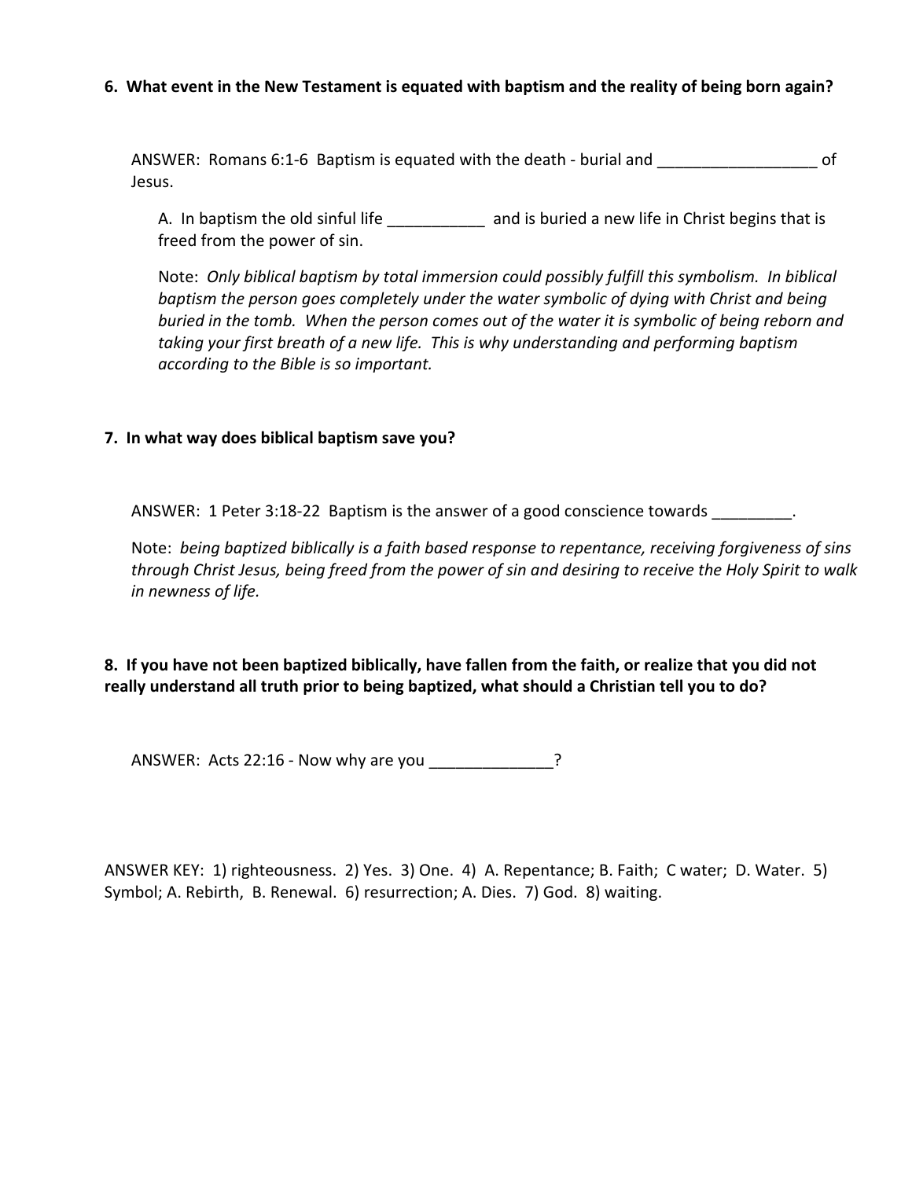**6. What event in the New Testament is equated with baptism and the reality of being born again?**

ANSWER: Romans 6:1-6 Baptism is equated with the death - burial and __________________ of Jesus.

A. In baptism the old sinful life ___________ and is buried a new life in Christ begins that is freed from the power of sin.

Note: *Only biblical baptism by total immersion could possibly fulfill this symbolism. In biblical baptism the person goes completely under the water symbolic of dying with Christ and being buried in the tomb. When the person comes out of the water it is symbolic of being reborn and taking your first breath of a new life. This is why understanding and performing baptism according to the Bible is so important.*

**7. In what way does biblical baptism save you?**

ANSWER: 1 Peter 3:18-22 Baptism is the answer of a good conscience towards _________.

Note: *being baptized biblically is a faith based response to repentance, receiving forgiveness of sins through Christ Jesus, being freed from the power of sin and desiring to receive the Holy Spirit to walk in newness of life.*

**8. If you have not been baptized biblically, have fallen from the faith, or realize that you did not really understand all truth prior to being baptized, what should a Christian tell you to do?**

ANSWER: Acts 22:16 - Now why are you ______________?

ANSWER KEY: 1) righteousness. 2) Yes. 3) One. 4) A. Repentance; B. Faith; C water; D. Water. 5) Symbol; A. Rebirth, B. Renewal. 6) resurrection; A. Dies. 7) God. 8) waiting.